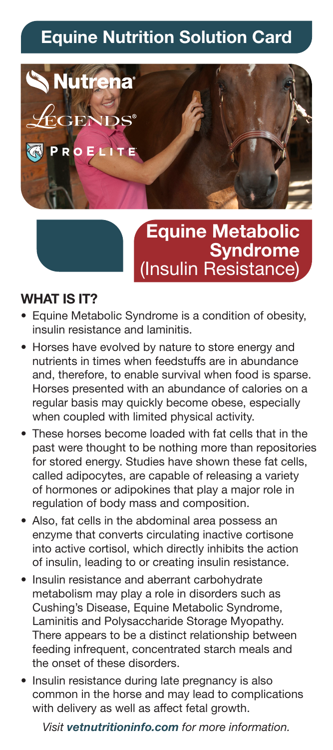# Equine Nutrition Solution Card

Nutrena®

Legends®

ProElite

## Equine Metabolic Syndrome (Insulin Resistance)

### WHAT IS IT?

- Equine Metabolic Syndrome is a condition of obesity, insulin resistance and laminitis.
- Horses have evolved by nature to store energy and nutrients in times when feedstuffs are in abundance and, therefore, to enable survival when food is sparse. Horses presented with an abundance of calories on a regular basis may quickly become obese, especially when coupled with limited physical activity.
- These horses become loaded with fat cells that in the past were thought to be nothing more than repositories for stored energy. Studies have shown these fat cells, called adipocytes, are capable of releasing a variety of hormones or adipokines that play a major role in regulation of body mass and composition.
- Also, fat cells in the abdominal area possess an enzyme that converts circulating inactive cortisone into active cortisol, which directly inhibits the action of insulin, leading to or creating insulin resistance.
- Insulin resistance and aberrant carbohydrate metabolism may play a role in disorders such as Cushing's Disease, Equine Metabolic Syndrome, Laminitis and Polysaccharide Storage Myopathy. There appears to be a distinct relationship between feeding infrequent, concentrated starch meals and the onset of these disorders.
- Insulin resistance during late pregnancy is also common in the horse and may lead to complications with delivery as well as affect fetal growth.

*Visit **vetnutritioninfo.com** for more information.*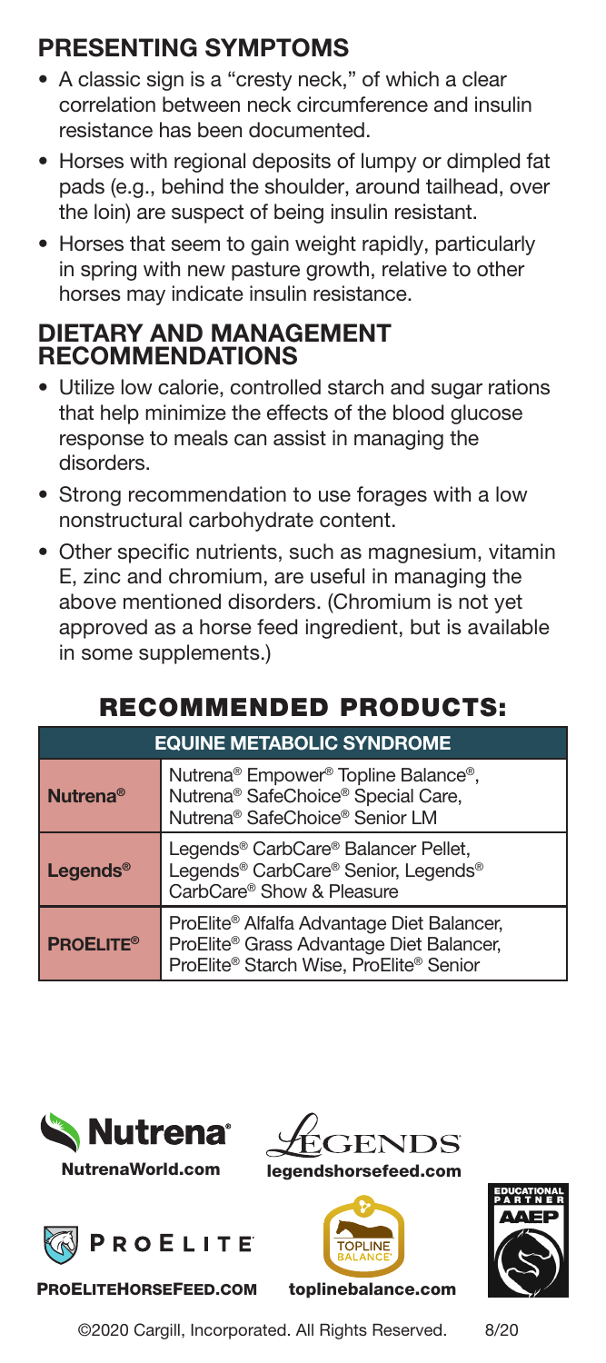## PRESENTING SYMPTOMS

- A classic sign is a "cresty neck," of which a clear correlation between neck circumference and insulin resistance has been documented.
- Horses with regional deposits of lumpy or dimpled fat pads (e.g., behind the shoulder, around tailhead, over the loin) are suspect of being insulin resistant.
- Horses that seem to gain weight rapidly, particularly in spring with new pasture growth, relative to other horses may indicate insulin resistance.

## DIETARY AND MANAGEMENT RECOMMENDATIONS

- Utilize low calorie, controlled starch and sugar rations that help minimize the effects of the blood glucose response to meals can assist in managing the disorders.
- Strong recommendation to use forages with a low nonstructural carbohydrate content.
- Other specific nutrients, such as magnesium, vitamin E, zinc and chromium, are useful in managing the above mentioned disorders. (Chromium is not yet approved as a horse feed ingredient, but is available in some supplements.)

## RECOMMENDED PRODUCTS:

| EQUINE METABOLIC SYNDROME | |
|---|---|
| **Nutrena®** | Nutrena® Empower® Topline Balance®, Nutrena® SafeChoice® Special Care, Nutrena® SafeChoice® Senior LM |
| **Legends®** | Legends® CarbCare® Balancer Pellet, Legends® CarbCare® Senior, Legends® CarbCare® Show & Pleasure |
| **PROELITE®** | ProElite® Alfalfa Advantage Diet Balancer, ProElite® Grass Advantage Diet Balancer, ProElite® Starch Wise, ProElite® Senior |

Nutrena®
NutrenaWorld.com

Legends®
legendshorsefeed.com

ProElite®
PROELITEHORSEFEED.COM

Topline Balance®
toplinebalance.com

EDUCATIONAL PARTNER AAEP

©2020 Cargill, Incorporated. All Rights Reserved. 8/20